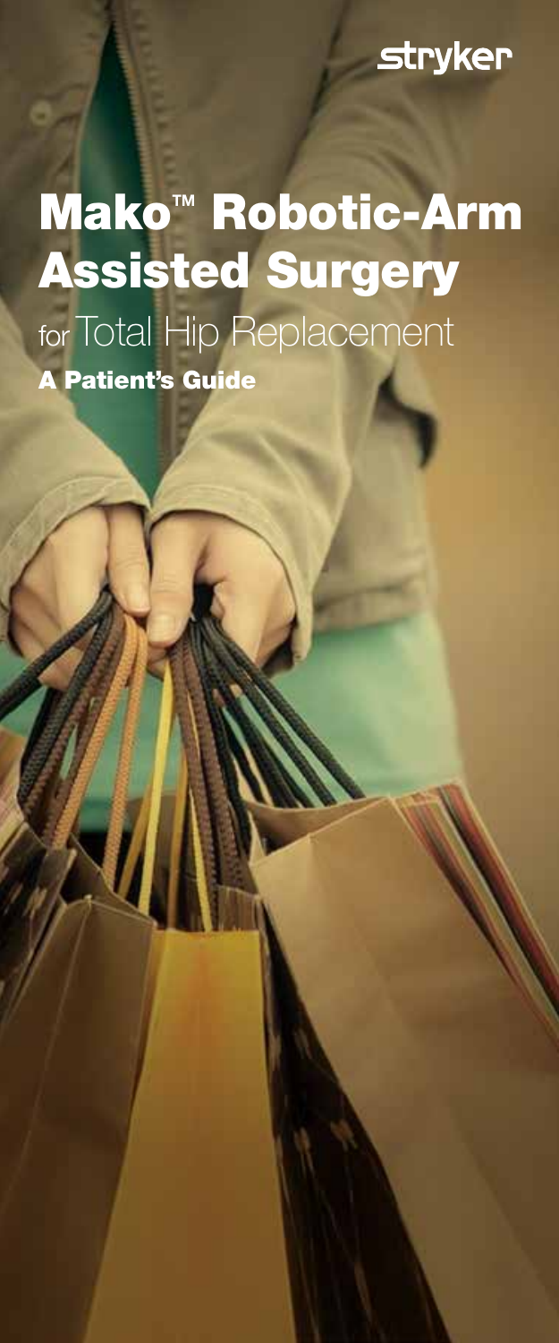stryker

# Mako™ Robotic-Arm Assisted Surgery

for Total Hip Replacement

**A Patient's Guide**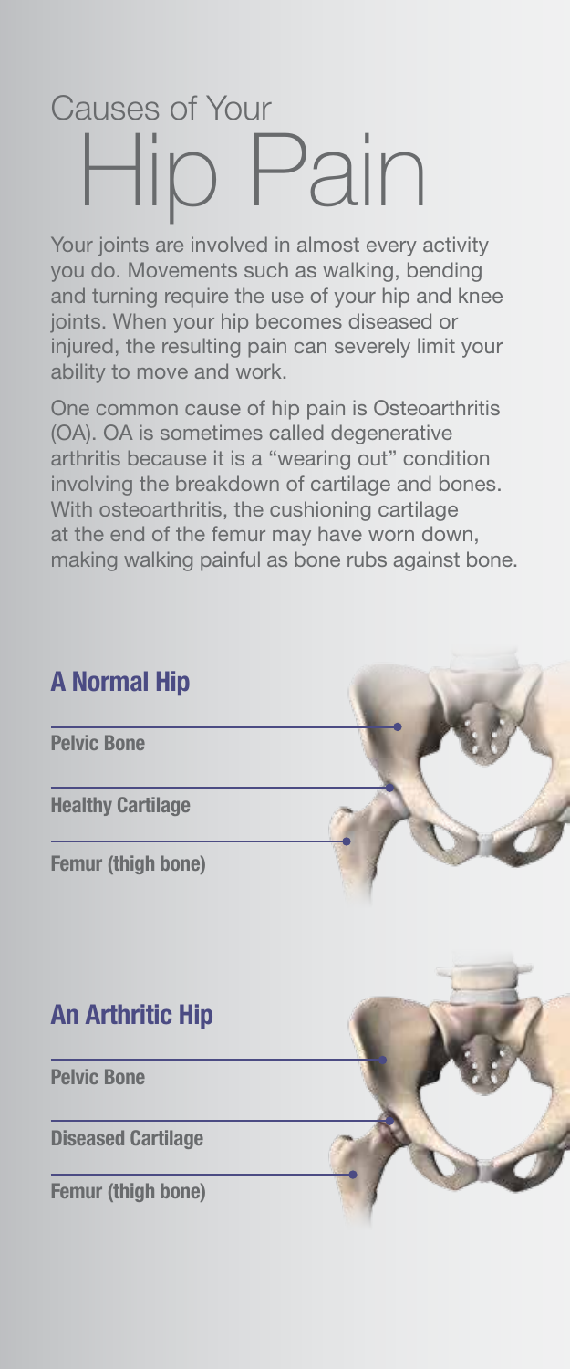# Causes of Your Hip Pain

Your joints are involved in almost every activity you do. Movements such as walking, bending and turning require the use of your hip and knee joints. When your hip becomes diseased or injured, the resulting pain can severely limit your ability to move and work.

One common cause of hip pain is Osteoarthritis (OA). OA is sometimes called degenerative arthritis because it is a "wearing out" condition involving the breakdown of cartilage and bones. With osteoarthritis, the cushioning cartilage at the end of the femur may have worn down, making walking painful as bone rubs against bone.

## A Normal Hip

**Pelvic Bone**

**Healthy Cartilage**

**Femur (thigh bone)**

## An Arthritic Hip

**Pelvic Bone**

**Diseased Cartilage**

**Femur (thigh bone)**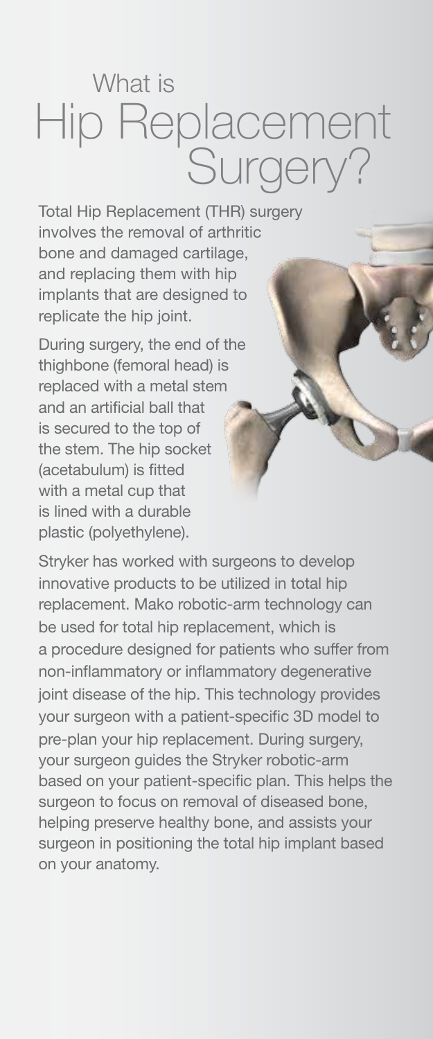# What is Hip Replacement Surgery?

Total Hip Replacement (THR) surgery involves the removal of arthritic bone and damaged cartilage, and replacing them with hip implants that are designed to replicate the hip joint.

During surgery, the end of the thighbone (femoral head) is replaced with a metal stem and an artificial ball that is secured to the top of the stem. The hip socket (acetabulum) is fitted with a metal cup that is lined with a durable plastic (polyethylene).

Stryker has worked with surgeons to develop innovative products to be utilized in total hip replacement. Mako robotic-arm technology can be used for total hip replacement, which is a procedure designed for patients who suffer from non-inflammatory or inflammatory degenerative joint disease of the hip. This technology provides your surgeon with a patient-specific 3D model to pre-plan your hip replacement. During surgery, your surgeon guides the Stryker robotic-arm based on your patient-specific plan. This helps the surgeon to focus on removal of diseased bone, helping preserve healthy bone, and assists your surgeon in positioning the total hip implant based on your anatomy.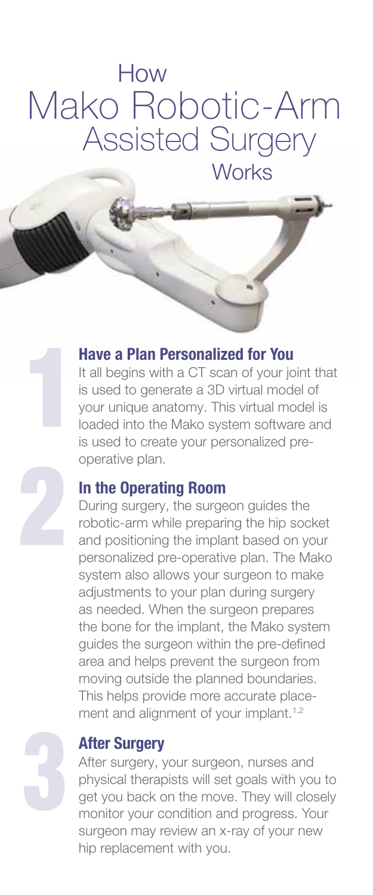# How Mako Robotic-Arm Assisted Surgery Works

## 1 Have a Plan Personalized for You

It all begins with a CT scan of your joint that is used to generate a 3D virtual model of your unique anatomy. This virtual model is loaded into the Mako system software and is used to create your personalized pre-operative plan.

## 2 In the Operating Room

During surgery, the surgeon guides the robotic-arm while preparing the hip socket and positioning the implant based on your personalized pre-operative plan. The Mako system also allows your surgeon to make adjustments to your plan during surgery as needed. When the surgeon prepares the bone for the implant, the Mako system guides the surgeon within the pre-defined area and helps prevent the surgeon from moving outside the planned boundaries. This helps provide more accurate placement and alignment of your implant.[1,2]

## 3 After Surgery

After surgery, your surgeon, nurses and physical therapists will set goals with you to get you back on the move. They will closely monitor your condition and progress. Your surgeon may review an x-ray of your new hip replacement with you.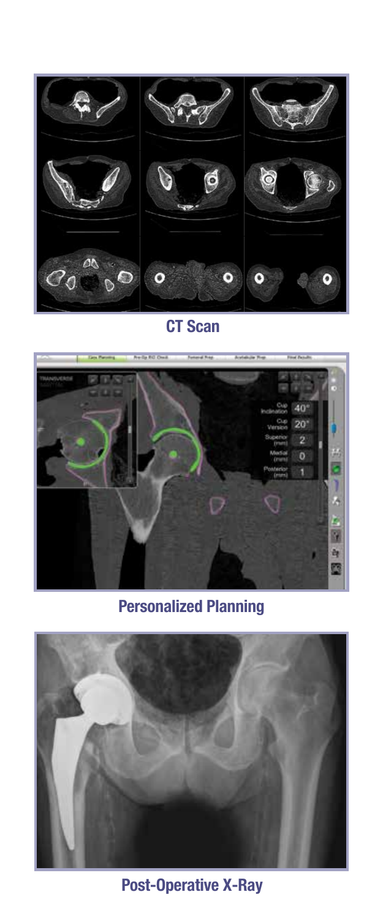**CT Scan**

**Personalized Planning**

**Post-Operative X-Ray**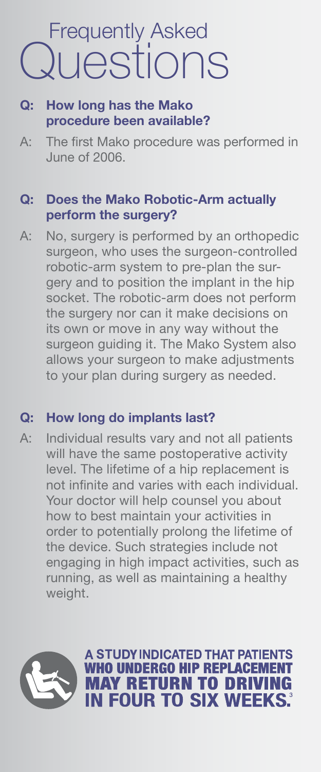# Frequently Asked Questions

**Q: How long has the Mako procedure been available?**

A: The first Mako procedure was performed in June of 2006.

**Q: Does the Mako Robotic-Arm actually perform the surgery?**

A: No, surgery is performed by an orthopedic surgeon, who uses the surgeon-controlled robotic-arm system to pre-plan the surgery and to position the implant in the hip socket. The robotic-arm does not perform the surgery nor can it make decisions on its own or move in any way without the surgeon guiding it. The Mako System also allows your surgeon to make adjustments to your plan during surgery as needed.

**Q: How long do implants last?**

A: Individual results vary and not all patients will have the same postoperative activity level. The lifetime of a hip replacement is not infinite and varies with each individual. Your doctor will help counsel you about how to best maintain your activities in order to potentially prolong the lifetime of the device. Such strategies include not engaging in high impact activities, such as running, as well as maintaining a healthy weight.

**A STUDY INDICATED THAT PATIENTS WHO UNDERGO HIP REPLACEMENT MAY RETURN TO DRIVING IN FOUR TO SIX WEEKS.[3]**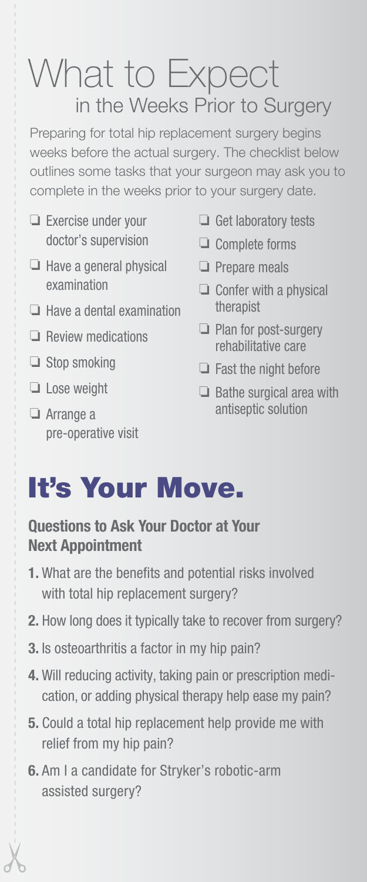# What to Expect
## in the Weeks Prior to Surgery

Preparing for total hip replacement surgery begins weeks before the actual surgery. The checklist below outlines some tasks that your surgeon may ask you to complete in the weeks prior to your surgery date.

- ❑ Exercise under your doctor's supervision
- ❑ Have a general physical examination
- ❑ Have a dental examination
- ❑ Review medications
- ❑ Stop smoking
- ❑ Lose weight
- ❑ Arrange a pre-operative visit
- ❑ Get laboratory tests
- ❑ Complete forms
- ❑ Prepare meals
- ❑ Confer with a physical therapist
- ❑ Plan for post-surgery rehabilitative care
- ❑ Fast the night before
- ❑ Bathe surgical area with antiseptic solution

# It's Your Move.

### Questions to Ask Your Doctor at Your Next Appointment

1. What are the benefits and potential risks involved with total hip replacement surgery?
2. How long does it typically take to recover from surgery?
3. Is osteoarthritis a factor in my hip pain?
4. Will reducing activity, taking pain or prescription medication, or adding physical therapy help ease my pain?
5. Could a total hip replacement help provide me with relief from my hip pain?
6. Am I a candidate for Stryker's robotic-arm assisted surgery?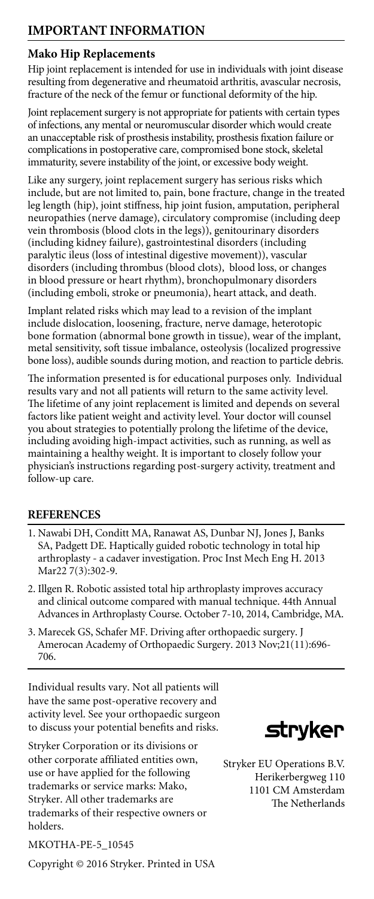## IMPORTANT INFORMATION

### Mako Hip Replacements

Hip joint replacement is intended for use in individuals with joint disease resulting from degenerative and rheumatoid arthritis, avascular necrosis, fracture of the neck of the femur or functional deformity of the hip.

Joint replacement surgery is not appropriate for patients with certain types of infections, any mental or neuromuscular disorder which would create an unacceptable risk of prosthesis instability, prosthesis fixation failure or complications in postoperative care, compromised bone stock, skeletal immaturity, severe instability of the joint, or excessive body weight.

Like any surgery, joint replacement surgery has serious risks which include, but are not limited to, pain, bone fracture, change in the treated leg length (hip), joint stiffness, hip joint fusion, amputation, peripheral neuropathies (nerve damage), circulatory compromise (including deep vein thrombosis (blood clots in the legs)), genitourinary disorders (including kidney failure), gastrointestinal disorders (including paralytic ileus (loss of intestinal digestive movement)), vascular disorders (including thrombus (blood clots), blood loss, or changes in blood pressure or heart rhythm), bronchopulmonary disorders (including emboli, stroke or pneumonia), heart attack, and death.

Implant related risks which may lead to a revision of the implant include dislocation, loosening, fracture, nerve damage, heterotopic bone formation (abnormal bone growth in tissue), wear of the implant, metal sensitivity, soft tissue imbalance, osteolysis (localized progressive bone loss), audible sounds during motion, and reaction to particle debris.

The information presented is for educational purposes only. Individual results vary and not all patients will return to the same activity level. The lifetime of any joint replacement is limited and depends on several factors like patient weight and activity level. Your doctor will counsel you about strategies to potentially prolong the lifetime of the device, including avoiding high-impact activities, such as running, as well as maintaining a healthy weight. It is important to closely follow your physician's instructions regarding post-surgery activity, treatment and follow-up care.

### REFERENCES

1. Nawabi DH, Conditt MA, Ranawat AS, Dunbar NJ, Jones J, Banks SA, Padgett DE. Haptically guided robotic technology in total hip arthroplasty - a cadaver investigation. Proc Inst Mech Eng H. 2013 Mar22 7(3):302-9.
2. Illgen R. Robotic assisted total hip arthroplasty improves accuracy and clinical outcome compared with manual technique. 44th Annual Advances in Arthroplasty Course. October 7-10, 2014, Cambridge, MA.
3. Marecek GS, Schafer MF. Driving after orthopaedic surgery. J Amerocan Academy of Orthopaedic Surgery. 2013 Nov;21(11):696-706.

Individual results vary. Not all patients will have the same post-operative recovery and activity level. See your orthopaedic surgeon to discuss your potential benefits and risks.

Stryker Corporation or its divisions or other corporate affiliated entities own, use or have applied for the following trademarks or service marks: Mako, Stryker. All other trademarks are trademarks of their respective owners or holders.

stryker

Stryker EU Operations B.V.
Herikerbergweg 110
1101 CM Amsterdam
The Netherlands

MKOTHA-PE-5_10545

Copyright © 2016 Stryker. Printed in USA